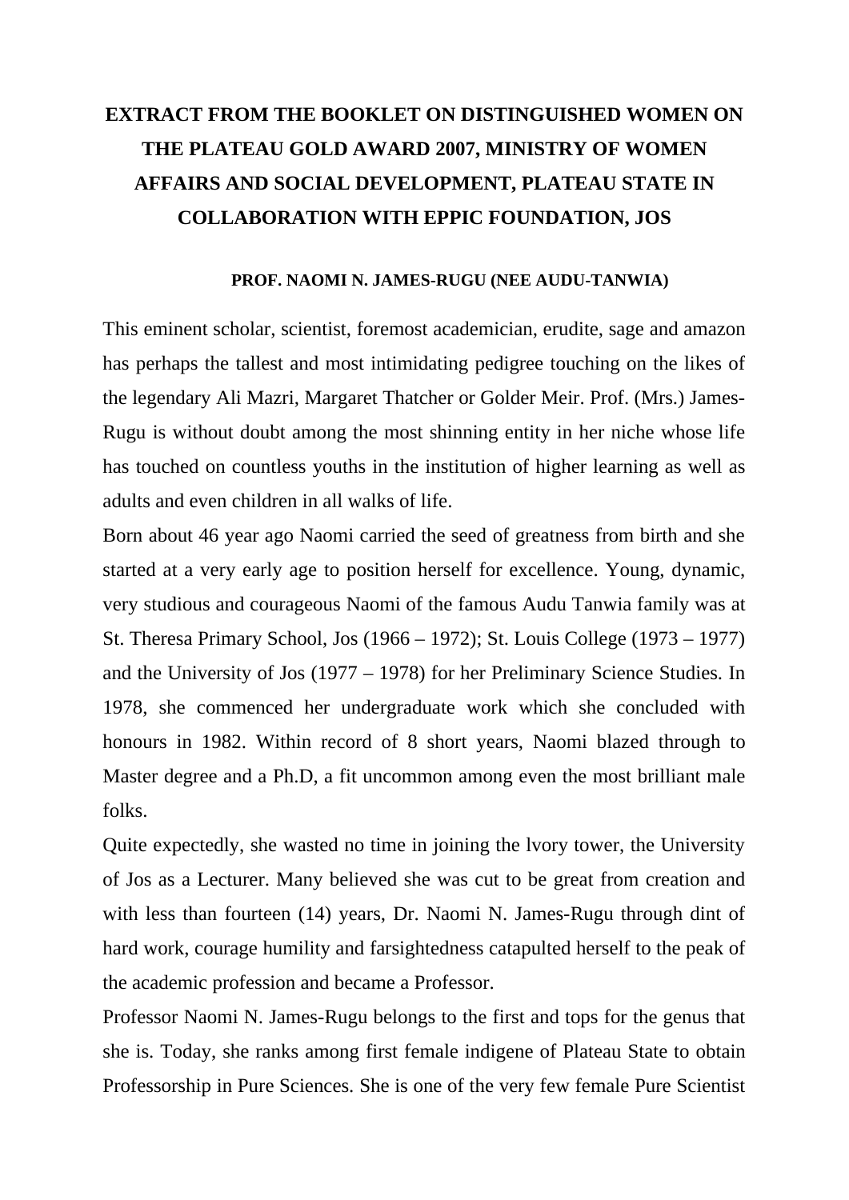# EXTRACT FROM THE BOOKLET ON DISTINGUISHED WOMEN ON THE PLATEAU GOLD AWARD 2007, MINISTRY OF WOMEN AFFAIRS AND SOCIAL DEVELOPMENT, PLATEAU STATE IN COLLABORATION WITH EPPIC FOUNDATION, JOS

## PROF. NAOMI N. JAMES-RUGU (NEE AUDU-TANWIA)

This eminent scholar, scientist, foremost academician, erudite, sage and amazon has perhaps the tallest and most intimidating pedigree touching on the likes of the legendary Ali Mazri, Margaret Thatcher or Golder Meir. Prof. (Mrs.) James-Rugu is without doubt among the most shinning entity in her niche whose life has touched on countless youths in the institution of higher learning as well as adults and even children in all walks of life.

Born about 46 year ago Naomi carried the seed of greatness from birth and she started at a very early age to position herself for excellence. Young, dynamic, very studious and courageous Naomi of the famous Audu Tanwia family was at St. Theresa Primary School, Jos (1966 – 1972); St. Louis College (1973 – 1977) and the University of Jos (1977 – 1978) for her Preliminary Science Studies. In 1978, she commenced her undergraduate work which she concluded with honours in 1982. Within record of 8 short years, Naomi blazed through to Master degree and a Ph.D, a fit uncommon among even the most brilliant male folks.

Quite expectedly, she wasted no time in joining the lvory tower, the University of Jos as a Lecturer. Many believed she was cut to be great from creation and with less than fourteen (14) years, Dr. Naomi N. James-Rugu through dint of hard work, courage humility and farsightedness catapulted herself to the peak of the academic profession and became a Professor.

Professor Naomi N. James-Rugu belongs to the first and tops for the genus that she is. Today, she ranks among first female indigene of Plateau State to obtain Professorship in Pure Sciences. She is one of the very few female Pure Scientist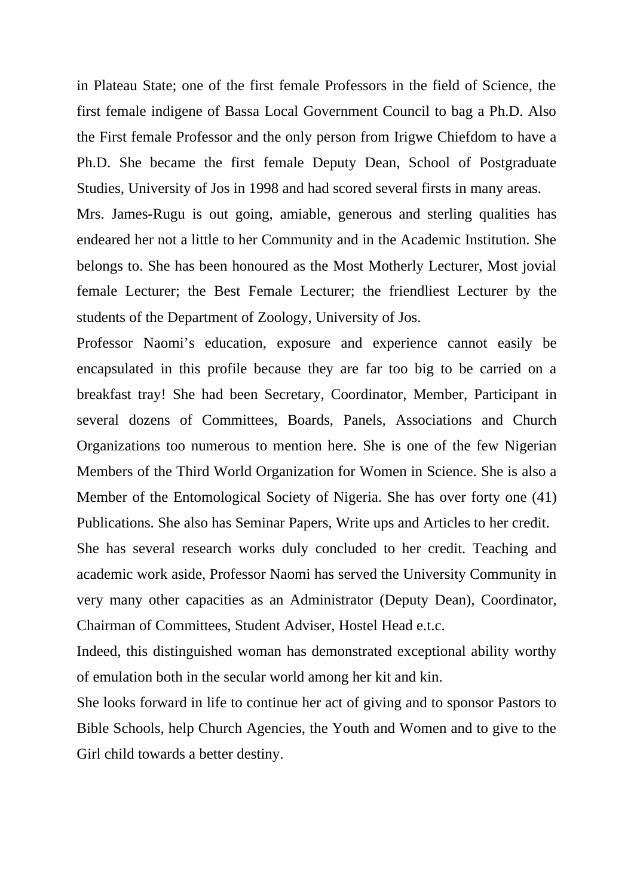in Plateau State; one of the first female Professors in the field of Science, the first female indigene of Bassa Local Government Council to bag a Ph.D. Also the First female Professor and the only person from Irigwe Chiefdom to have a Ph.D. She became the first female Deputy Dean, School of Postgraduate Studies, University of Jos in 1998 and had scored several firsts in many areas.

Mrs. James-Rugu is out going, amiable, generous and sterling qualities has endeared her not a little to her Community and in the Academic Institution. She belongs to. She has been honoured as the Most Motherly Lecturer, Most jovial female Lecturer; the Best Female Lecturer; the friendliest Lecturer by the students of the Department of Zoology, University of Jos.

Professor Naomi's education, exposure and experience cannot easily be encapsulated in this profile because they are far too big to be carried on a breakfast tray! She had been Secretary, Coordinator, Member, Participant in several dozens of Committees, Boards, Panels, Associations and Church Organizations too numerous to mention here. She is one of the few Nigerian Members of the Third World Organization for Women in Science. She is also a Member of the Entomological Society of Nigeria. She has over forty one (41) Publications. She also has Seminar Papers, Write ups and Articles to her credit.

She has several research works duly concluded to her credit. Teaching and academic work aside, Professor Naomi has served the University Community in very many other capacities as an Administrator (Deputy Dean), Coordinator, Chairman of Committees, Student Adviser, Hostel Head e.t.c.

Indeed, this distinguished woman has demonstrated exceptional ability worthy of emulation both in the secular world among her kit and kin.

She looks forward in life to continue her act of giving and to sponsor Pastors to Bible Schools, help Church Agencies, the Youth and Women and to give to the Girl child towards a better destiny.